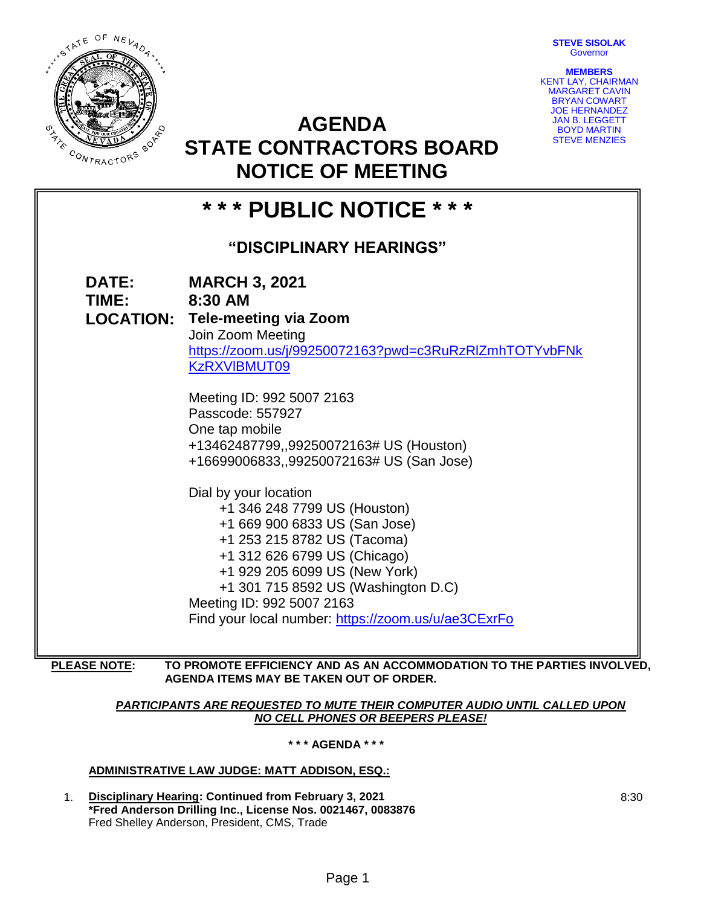STEVE SISOLAK
Governor

MEMBERS
KENT LAY, CHAIRMAN
MARGARET CAVIN
BRYAN COWART
JOE HERNANDEZ
JAN B. LEGGETT
BOYD MARTIN
STEVE MENZIES

# AGENDA
# STATE CONTRACTORS BOARD
# NOTICE OF MEETING

## * * * PUBLIC NOTICE * * *

### "DISCIPLINARY HEARINGS"

**DATE:** **MARCH 3, 2021**
**TIME:** **8:30 AM**
**LOCATION:** **Tele-meeting via Zoom**

Join Zoom Meeting
https://zoom.us/j/99250072163?pwd=c3RuRzRlZmhTOTYvbFNkKzRXVlBMUT09

Meeting ID: 992 5007 2163
Passcode: 557927
One tap mobile
+13462487799,,99250072163# US (Houston)
+16699006833,,99250072163# US (San Jose)

Dial by your location
+1 346 248 7799 US (Houston)
+1 669 900 6833 US (San Jose)
+1 253 215 8782 US (Tacoma)
+1 312 626 6799 US (Chicago)
+1 929 205 6099 US (New York)
+1 301 715 8592 US (Washington D.C)
Meeting ID: 992 5007 2163
Find your local number: https://zoom.us/u/ae3CExrFo

**PLEASE NOTE:** **TO PROMOTE EFFICIENCY AND AS AN ACCOMMODATION TO THE PARTIES INVOLVED, AGENDA ITEMS MAY BE TAKEN OUT OF ORDER.**

***PARTICIPANTS ARE REQUESTED TO MUTE THEIR COMPUTER AUDIO UNTIL CALLED UPON***
***NO CELL PHONES OR BEEPERS PLEASE!***

**\* \* \* AGENDA \* \* \***

**ADMINISTRATIVE LAW JUDGE: MATT ADDISON, ESQ.:**

1. **Disciplinary Hearing: Continued from February 3, 2021** — 8:30
   **\*Fred Anderson Drilling Inc., License Nos. 0021467, 0083876**
   Fred Shelley Anderson, President, CMS, Trade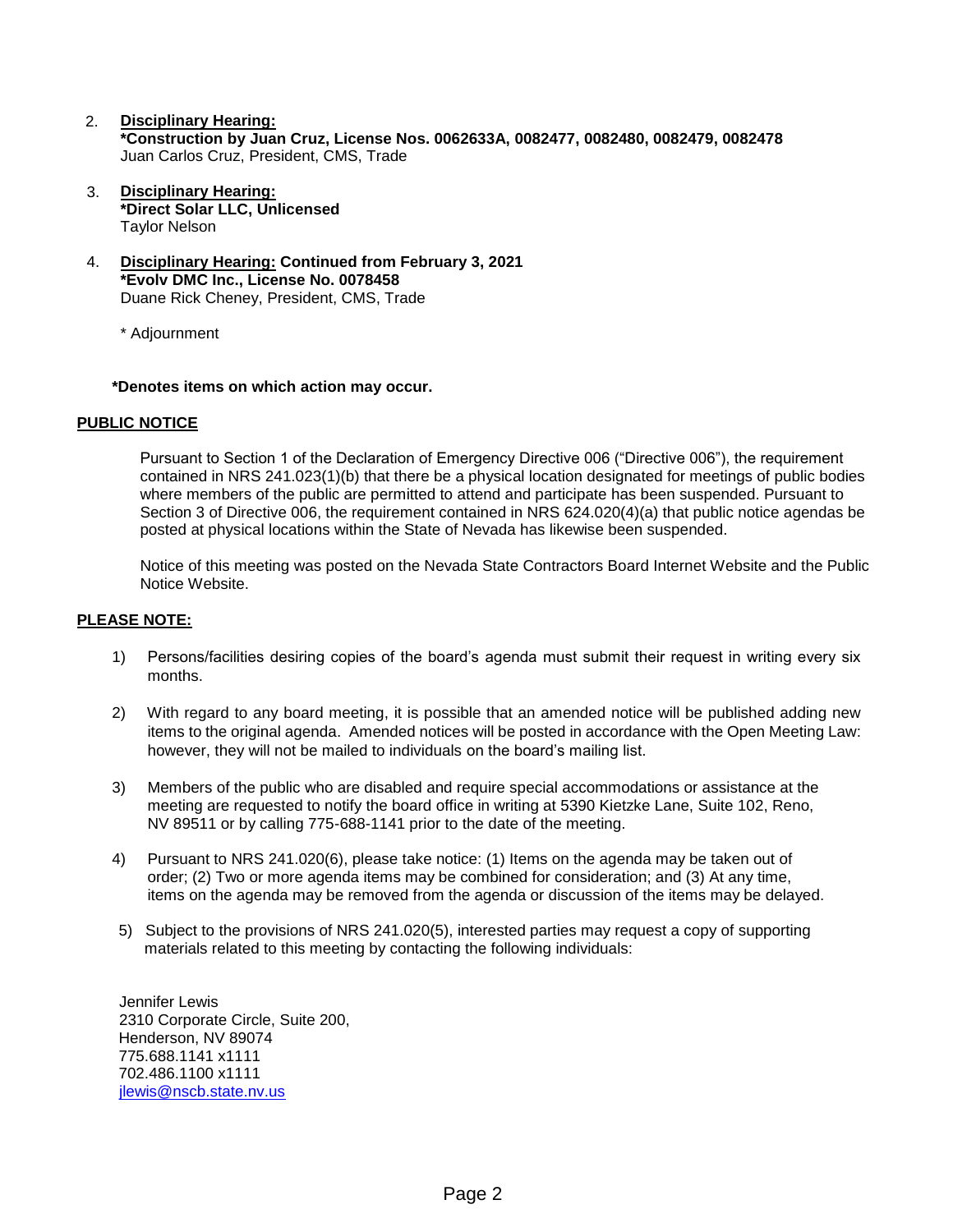2. **Disciplinary Hearing:**
   **\*Construction by Juan Cruz, License Nos. 0062633A, 0082477, 0082480, 0082479, 0082478**
   Juan Carlos Cruz, President, CMS, Trade

3. **Disciplinary Hearing:**
   **\*Direct Solar LLC, Unlicensed**
   Taylor Nelson

4. **Disciplinary Hearing: Continued from February 3, 2021**
   **\*Evolv DMC Inc., License No. 0078458**
   Duane Rick Cheney, President, CMS, Trade

   \* Adjournment

**\*Denotes items on which action may occur.**

## PUBLIC NOTICE

Pursuant to Section 1 of the Declaration of Emergency Directive 006 ("Directive 006"), the requirement contained in NRS 241.023(1)(b) that there be a physical location designated for meetings of public bodies where members of the public are permitted to attend and participate has been suspended. Pursuant to Section 3 of Directive 006, the requirement contained in NRS 624.020(4)(a) that public notice agendas be posted at physical locations within the State of Nevada has likewise been suspended.

Notice of this meeting was posted on the Nevada State Contractors Board Internet Website and the Public Notice Website.

## PLEASE NOTE:

1) Persons/facilities desiring copies of the board's agenda must submit their request in writing every six months.

2) With regard to any board meeting, it is possible that an amended notice will be published adding new items to the original agenda. Amended notices will be posted in accordance with the Open Meeting Law: however, they will not be mailed to individuals on the board's mailing list.

3) Members of the public who are disabled and require special accommodations or assistance at the meeting are requested to notify the board office in writing at 5390 Kietzke Lane, Suite 102, Reno, NV 89511 or by calling 775-688-1141 prior to the date of the meeting.

4) Pursuant to NRS 241.020(6), please take notice: (1) Items on the agenda may be taken out of order; (2) Two or more agenda items may be combined for consideration; and (3) At any time, items on the agenda may be removed from the agenda or discussion of the items may be delayed.

5) Subject to the provisions of NRS 241.020(5), interested parties may request a copy of supporting materials related to this meeting by contacting the following individuals:

Jennifer Lewis
2310 Corporate Circle, Suite 200,
Henderson, NV 89074
775.688.1141 x1111
702.486.1100 x1111
[jlewis@nscb.state.nv.us](mailto:jlewis@nscb.state.nv.us)